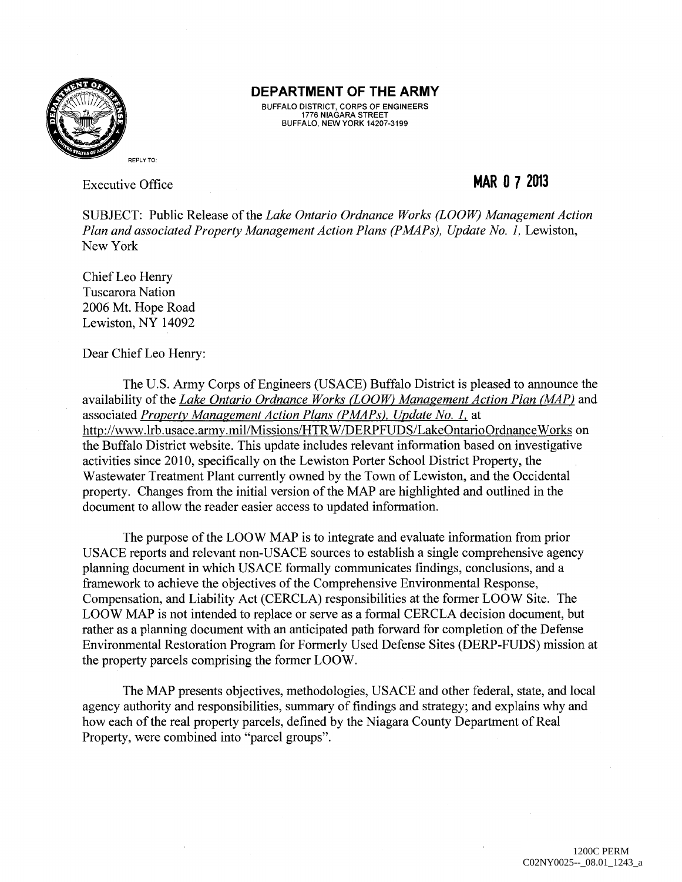**DEPARTMENT OF THE ARMY**
BUFFALO DISTRICT, CORPS OF ENGINEERS
1776 NIAGARA STREET
BUFFALO, NEW YORK 14207-3199

REPLY TO:

Executive Office

**MAR 0 7 2013**

SUBJECT: Public Release of the *Lake Ontario Ordnance Works (LOOW) Management Action Plan and associated Property Management Action Plans (PMAPs), Update No. 1,* Lewiston, New York

Chief Leo Henry
Tuscarora Nation
2006 Mt. Hope Road
Lewiston, NY 14092

Dear Chief Leo Henry:

The U.S. Army Corps of Engineers (USACE) Buffalo District is pleased to announce the availability of the *Lake Ontario Ordnance Works (LOOW) Management Action Plan (MAP)* and associated *Property Management Action Plans (PMAPs), Update No. 1,* at http://www.lrb.usace.army.mil/Missions/HTRW/DERPFUDS/LakeOntarioOrdnanceWorks on the Buffalo District website. This update includes relevant information based on investigative activities since 2010, specifically on the Lewiston Porter School District Property, the Wastewater Treatment Plant currently owned by the Town of Lewiston, and the Occidental property. Changes from the initial version of the MAP are highlighted and outlined in the document to allow the reader easier access to updated information.

The purpose of the LOOW MAP is to integrate and evaluate information from prior USACE reports and relevant non-USACE sources to establish a single comprehensive agency planning document in which USACE formally communicates findings, conclusions, and a framework to achieve the objectives of the Comprehensive Environmental Response, Compensation, and Liability Act (CERCLA) responsibilities at the former LOOW Site. The LOOW MAP is not intended to replace or serve as a formal CERCLA decision document, but rather as a planning document with an anticipated path forward for completion of the Defense Environmental Restoration Program for Formerly Used Defense Sites (DERP-FUDS) mission at the property parcels comprising the former LOOW.

The MAP presents objectives, methodologies, USACE and other federal, state, and local agency authority and responsibilities, summary of findings and strategy; and explains why and how each of the real property parcels, defined by the Niagara County Department of Real Property, were combined into "parcel groups".

1200C PERM
C02NY0025--_08.01_1243_a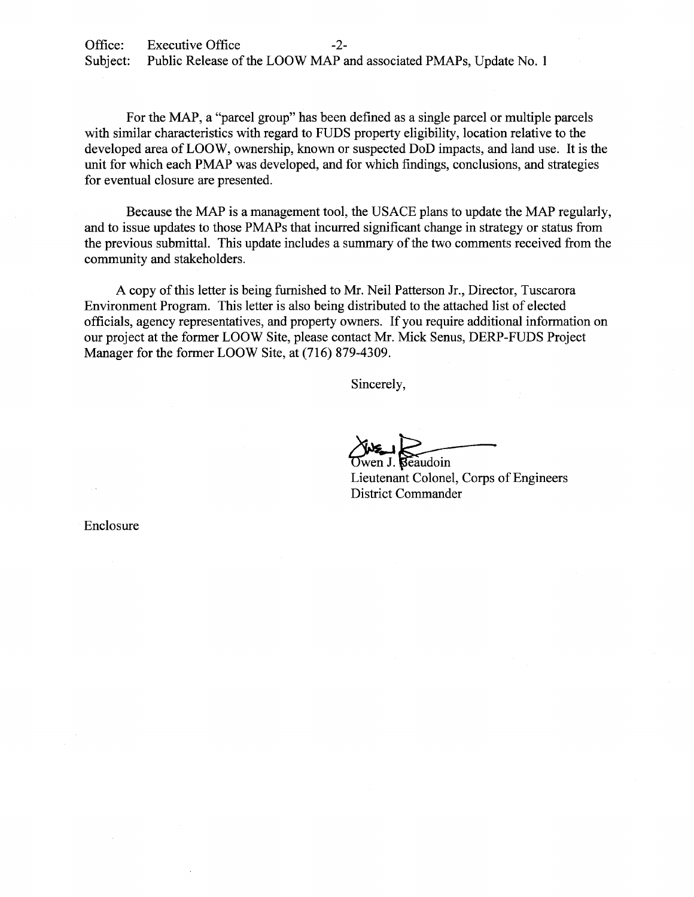Office: Executive Office

Subject: Public Release of the LOOW MAP and associated PMAPs, Update No. 1

For the MAP, a "parcel group" has been defined as a single parcel or multiple parcels with similar characteristics with regard to FUDS property eligibility, location relative to the developed area of LOOW, ownership, known or suspected DoD impacts, and land use. It is the unit for which each PMAP was developed, and for which findings, conclusions, and strategies for eventual closure are presented.

Because the MAP is a management tool, the USACE plans to update the MAP regularly, and to issue updates to those PMAPs that incurred significant change in strategy or status from the previous submittal. This update includes a summary of the two comments received from the community and stakeholders.

A copy of this letter is being furnished to Mr. Neil Patterson Jr., Director, Tuscarora Environment Program. This letter is also being distributed to the attached list of elected officials, agency representatives, and property owners. If you require additional information on our project at the former LOOW Site, please contact Mr. Mick Senus, DERP-FUDS Project Manager for the former LOOW Site, at (716) 879-4309.

Sincerely,

Owen J. Beaudoin
Lieutenant Colonel, Corps of Engineers
District Commander

Enclosure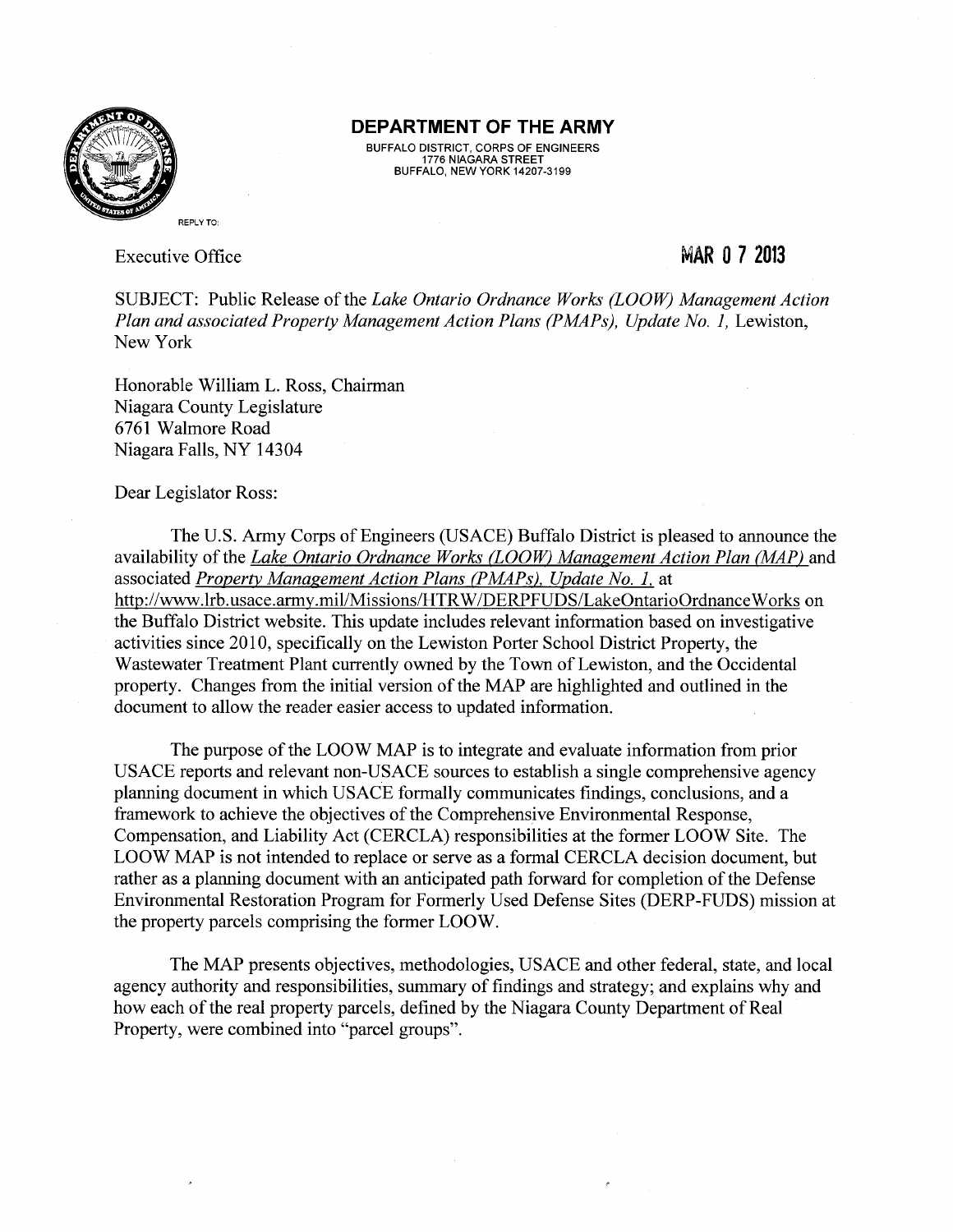**DEPARTMENT OF THE ARMY**

BUFFALO DISTRICT, CORPS OF ENGINEERS
1776 NIAGARA STREET
BUFFALO, NEW YORK 14207-3199

REPLY TO:

Executive Office

MAR 07 2013

SUBJECT: Public Release of the *Lake Ontario Ordnance Works (LOOW) Management Action Plan and associated Property Management Action Plans (PMAPs), Update No. 1,* Lewiston, New York

Honorable William L. Ross, Chairman
Niagara County Legislature
6761 Walmore Road
Niagara Falls, NY 14304

Dear Legislator Ross:

The U.S. Army Corps of Engineers (USACE) Buffalo District is pleased to announce the availability of the *Lake Ontario Ordnance Works (LOOW) Management Action Plan (MAP)* and associated *Property Management Action Plans (PMAPs), Update No. 1,* at http://www.lrb.usace.army.mil/Missions/HTRW/DERPFUDS/LakeOntarioOrdnanceWorks on the Buffalo District website. This update includes relevant information based on investigative activities since 2010, specifically on the Lewiston Porter School District Property, the Wastewater Treatment Plant currently owned by the Town of Lewiston, and the Occidental property. Changes from the initial version of the MAP are highlighted and outlined in the document to allow the reader easier access to updated information.

The purpose of the LOOW MAP is to integrate and evaluate information from prior USACE reports and relevant non-USACE sources to establish a single comprehensive agency planning document in which USACE formally communicates findings, conclusions, and a framework to achieve the objectives of the Comprehensive Environmental Response, Compensation, and Liability Act (CERCLA) responsibilities at the former LOOW Site. The LOOW MAP is not intended to replace or serve as a formal CERCLA decision document, but rather as a planning document with an anticipated path forward for completion of the Defense Environmental Restoration Program for Formerly Used Defense Sites (DERP-FUDS) mission at the property parcels comprising the former LOOW.

The MAP presents objectives, methodologies, USACE and other federal, state, and local agency authority and responsibilities, summary of findings and strategy; and explains why and how each of the real property parcels, defined by the Niagara County Department of Real Property, were combined into "parcel groups".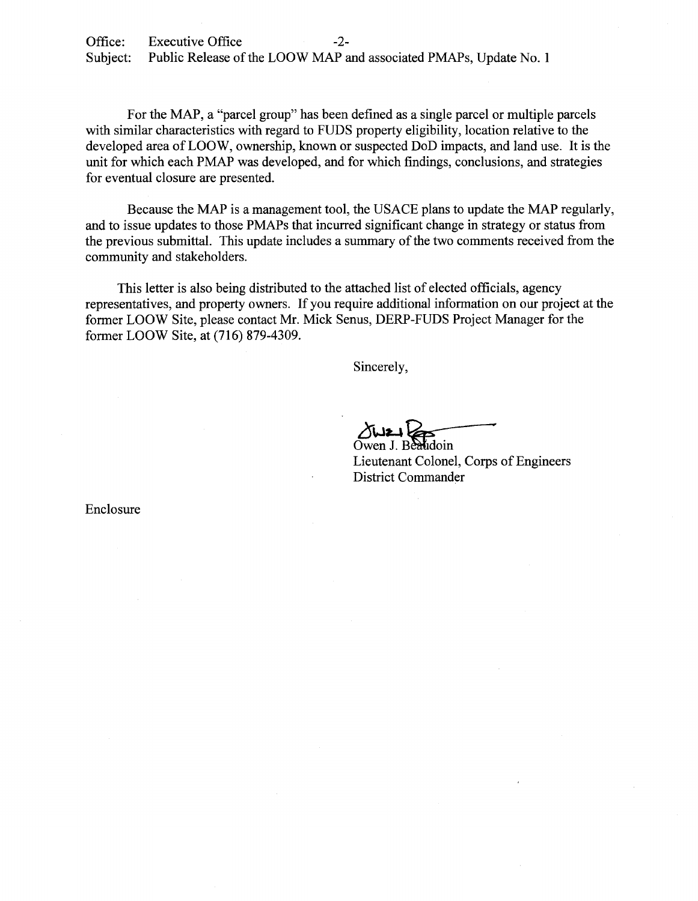For the MAP, a "parcel group" has been defined as a single parcel or multiple parcels with similar characteristics with regard to FUDS property eligibility, location relative to the developed area of LOOW, ownership, known or suspected DoD impacts, and land use. It is the unit for which each PMAP was developed, and for which findings, conclusions, and strategies for eventual closure are presented.

Because the MAP is a management tool, the USACE plans to update the MAP regularly, and to issue updates to those PMAPs that incurred significant change in strategy or status from the previous submittal. This update includes a summary of the two comments received from the community and stakeholders.

This letter is also being distributed to the attached list of elected officials, agency representatives, and property owners. If you require additional information on our project at the former LOOW Site, please contact Mr. Mick Senus, DERP-FUDS Project Manager for the former LOOW Site, at (716) 879-4309.

Sincerely,

Owen J. Beaudoin
Lieutenant Colonel, Corps of Engineers
District Commander

Enclosure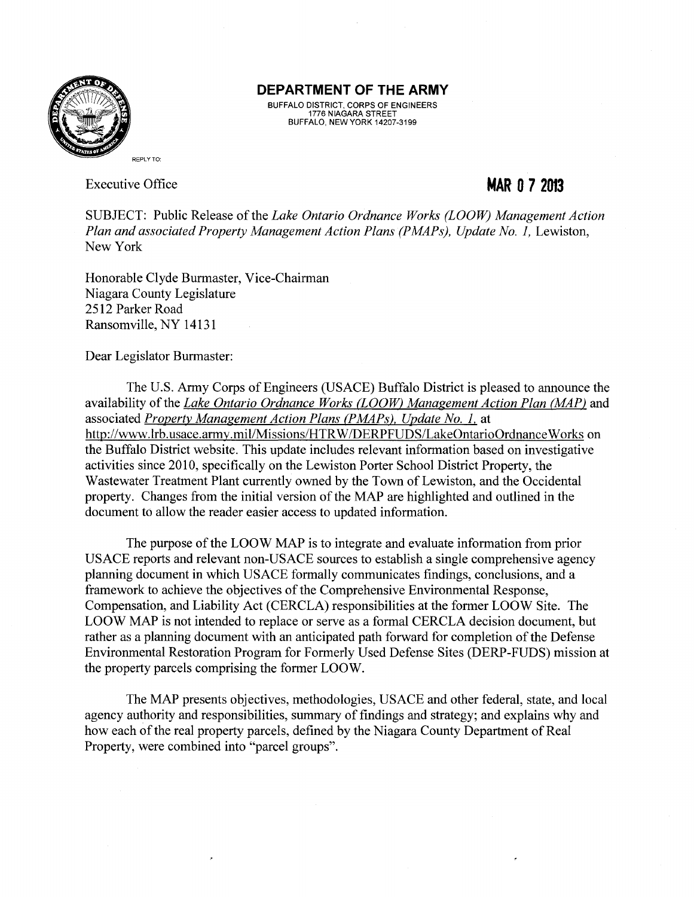**DEPARTMENT OF THE ARMY**

BUFFALO DISTRICT, CORPS OF ENGINEERS
1776 NIAGARA STREET
BUFFALO, NEW YORK 14207-3199

REPLY TO:

Executive Office

**MAR 07 2013**

SUBJECT: Public Release of the *Lake Ontario Ordnance Works (LOOW) Management Action Plan and associated Property Management Action Plans (PMAPs), Update No. 1,* Lewiston, New York

Honorable Clyde Burmaster, Vice-Chairman
Niagara County Legislature
2512 Parker Road
Ransomville, NY 14131

Dear Legislator Burmaster:

The U.S. Army Corps of Engineers (USACE) Buffalo District is pleased to announce the availability of the *Lake Ontario Ordnance Works (LOOW) Management Action Plan (MAP)* and associated *Property Management Action Plans (PMAPs), Update No. 1,* at http://www.lrb.usace.army.mil/Missions/HTRW/DERPFUDS/LakeOntarioOrdnanceWorks on the Buffalo District website. This update includes relevant information based on investigative activities since 2010, specifically on the Lewiston Porter School District Property, the Wastewater Treatment Plant currently owned by the Town of Lewiston, and the Occidental property. Changes from the initial version of the MAP are highlighted and outlined in the document to allow the reader easier access to updated information.

The purpose of the LOOW MAP is to integrate and evaluate information from prior USACE reports and relevant non-USACE sources to establish a single comprehensive agency planning document in which USACE formally communicates findings, conclusions, and a framework to achieve the objectives of the Comprehensive Environmental Response, Compensation, and Liability Act (CERCLA) responsibilities at the former LOOW Site. The LOOW MAP is not intended to replace or serve as a formal CERCLA decision document, but rather as a planning document with an anticipated path forward for completion of the Defense Environmental Restoration Program for Formerly Used Defense Sites (DERP-FUDS) mission at the property parcels comprising the former LOOW.

The MAP presents objectives, methodologies, USACE and other federal, state, and local agency authority and responsibilities, summary of findings and strategy; and explains why and how each of the real property parcels, defined by the Niagara County Department of Real Property, were combined into "parcel groups".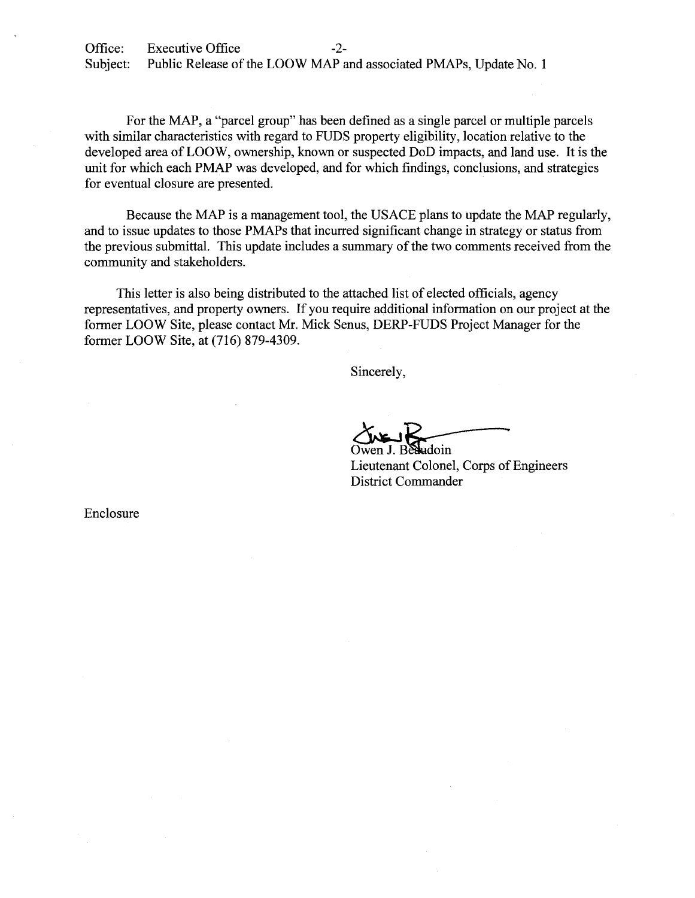For the MAP, a "parcel group" has been defined as a single parcel or multiple parcels with similar characteristics with regard to FUDS property eligibility, location relative to the developed area of LOOW, ownership, known or suspected DoD impacts, and land use. It is the unit for which each PMAP was developed, and for which findings, conclusions, and strategies for eventual closure are presented.

Because the MAP is a management tool, the USACE plans to update the MAP regularly, and to issue updates to those PMAPs that incurred significant change in strategy or status from the previous submittal. This update includes a summary of the two comments received from the community and stakeholders.

This letter is also being distributed to the attached list of elected officials, agency representatives, and property owners. If you require additional information on our project at the former LOOW Site, please contact Mr. Mick Senus, DERP-FUDS Project Manager for the former LOOW Site, at (716) 879-4309.

Sincerely,

Owen J. Beaudoin
Lieutenant Colonel, Corps of Engineers
District Commander

Enclosure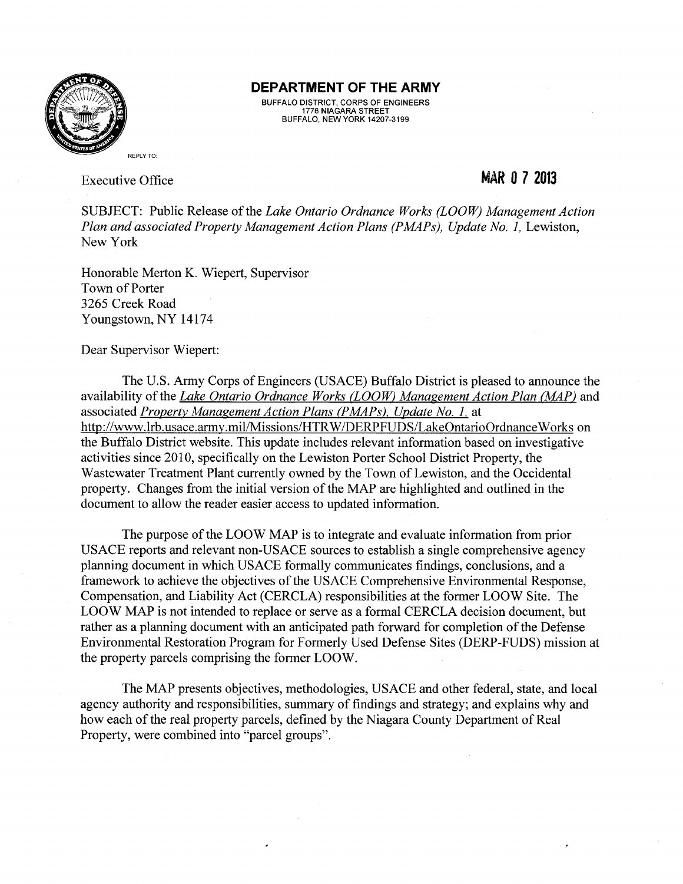**DEPARTMENT OF THE ARMY**
BUFFALO DISTRICT, CORPS OF ENGINEERS
1776 NIAGARA STREET
BUFFALO, NEW YORK 14207-3199

REPLY TO:

Executive Office

**MAR 07 2013**

SUBJECT: Public Release of the *Lake Ontario Ordnance Works (LOOW) Management Action Plan and associated Property Management Action Plans (PMAPs), Update No. 1,* Lewiston, New York

Honorable Merton K. Wiepert, Supervisor
Town of Porter
3265 Creek Road
Youngstown, NY 14174

Dear Supervisor Wiepert:

The U.S. Army Corps of Engineers (USACE) Buffalo District is pleased to announce the availability of the *Lake Ontario Ordnance Works (LOOW) Management Action Plan (MAP)* and associated *Property Management Action Plans (PMAPs), Update No. 1,* at http://www.lrb.usace.army.mil/Missions/HTRW/DERPFUDS/LakeOntarioOrdnanceWorks on the Buffalo District website. This update includes relevant information based on investigative activities since 2010, specifically on the Lewiston Porter School District Property, the Wastewater Treatment Plant currently owned by the Town of Lewiston, and the Occidental property. Changes from the initial version of the MAP are highlighted and outlined in the document to allow the reader easier access to updated information.

The purpose of the LOOW MAP is to integrate and evaluate information from prior USACE reports and relevant non-USACE sources to establish a single comprehensive agency planning document in which USACE formally communicates findings, conclusions, and a framework to achieve the objectives of the USACE Comprehensive Environmental Response, Compensation, and Liability Act (CERCLA) responsibilities at the former LOOW Site. The LOOW MAP is not intended to replace or serve as a formal CERCLA decision document, but rather as a planning document with an anticipated path forward for completion of the Defense Environmental Restoration Program for Formerly Used Defense Sites (DERP-FUDS) mission at the property parcels comprising the former LOOW.

The MAP presents objectives, methodologies, USACE and other federal, state, and local agency authority and responsibilities, summary of findings and strategy; and explains why and how each of the real property parcels, defined by the Niagara County Department of Real Property, were combined into "parcel groups".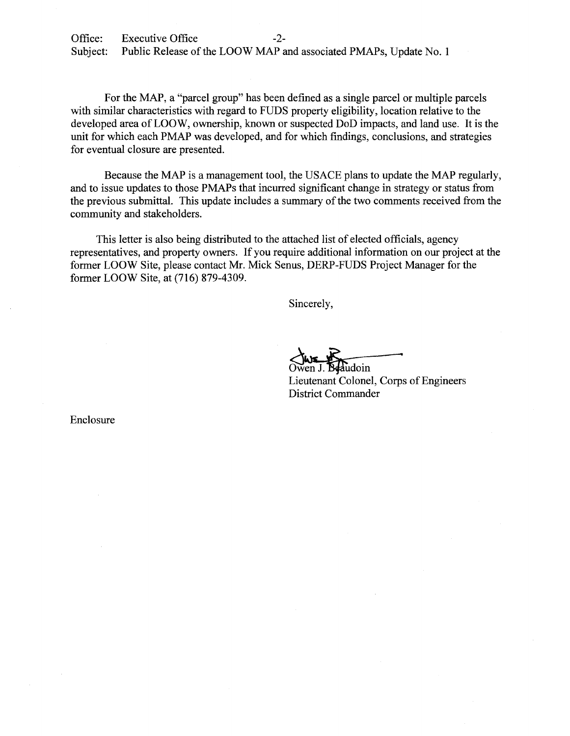Office: Executive Office
Subject: Public Release of the LOOW MAP and associated PMAPs, Update No. 1

For the MAP, a "parcel group" has been defined as a single parcel or multiple parcels with similar characteristics with regard to FUDS property eligibility, location relative to the developed area of LOOW, ownership, known or suspected DoD impacts, and land use. It is the unit for which each PMAP was developed, and for which findings, conclusions, and strategies for eventual closure are presented.

Because the MAP is a management tool, the USACE plans to update the MAP regularly, and to issue updates to those PMAPs that incurred significant change in strategy or status from the previous submittal. This update includes a summary of the two comments received from the community and stakeholders.

This letter is also being distributed to the attached list of elected officials, agency representatives, and property owners. If you require additional information on our project at the former LOOW Site, please contact Mr. Mick Senus, DERP-FUDS Project Manager for the former LOOW Site, at (716) 879-4309.

Sincerely,

Owen J. Beaudoin
Lieutenant Colonel, Corps of Engineers
District Commander

Enclosure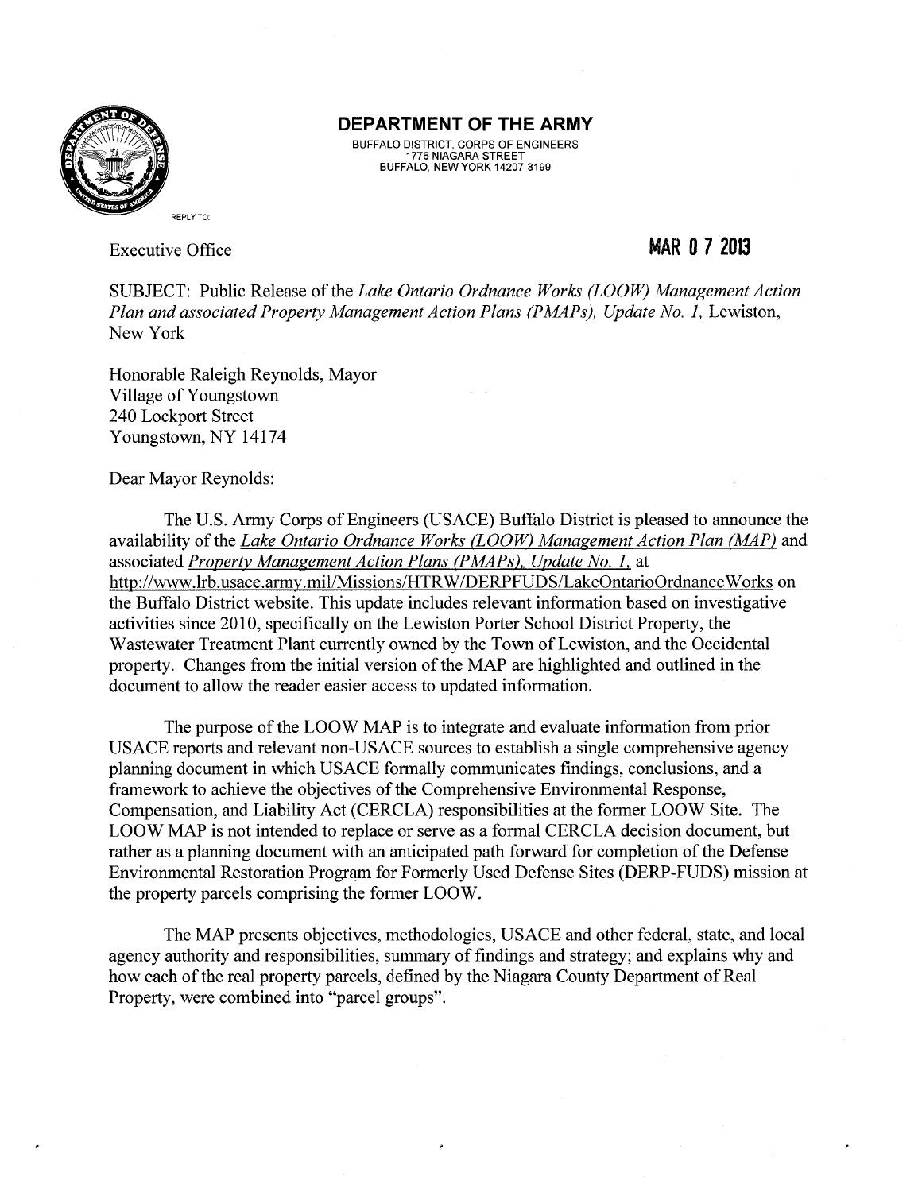**DEPARTMENT OF THE ARMY**

BUFFALO DISTRICT, CORPS OF ENGINEERS
1776 NIAGARA STREET
BUFFALO, NEW YORK 14207-3199

REPLY TO:

Executive Office

**MAR 0 7 2013**

SUBJECT: Public Release of the *Lake Ontario Ordnance Works (LOOW) Management Action Plan and associated Property Management Action Plans (PMAPs), Update No. 1,* Lewiston, New York

Honorable Raleigh Reynolds, Mayor
Village of Youngstown
240 Lockport Street
Youngstown, NY 14174

Dear Mayor Reynolds:

The U.S. Army Corps of Engineers (USACE) Buffalo District is pleased to announce the availability of the *Lake Ontario Ordnance Works (LOOW) Management Action Plan (MAP)* and associated *Property Management Action Plans (PMAPs), Update No. 1,* at http://www.lrb.usace.army.mil/Missions/HTRW/DERPFUDS/LakeOntarioOrdnanceWorks on the Buffalo District website. This update includes relevant information based on investigative activities since 2010, specifically on the Lewiston Porter School District Property, the Wastewater Treatment Plant currently owned by the Town of Lewiston, and the Occidental property. Changes from the initial version of the MAP are highlighted and outlined in the document to allow the reader easier access to updated information.

The purpose of the LOOW MAP is to integrate and evaluate information from prior USACE reports and relevant non-USACE sources to establish a single comprehensive agency planning document in which USACE formally communicates findings, conclusions, and a framework to achieve the objectives of the Comprehensive Environmental Response, Compensation, and Liability Act (CERCLA) responsibilities at the former LOOW Site. The LOOW MAP is not intended to replace or serve as a formal CERCLA decision document, but rather as a planning document with an anticipated path forward for completion of the Defense Environmental Restoration Program for Formerly Used Defense Sites (DERP-FUDS) mission at the property parcels comprising the former LOOW.

The MAP presents objectives, methodologies, USACE and other federal, state, and local agency authority and responsibilities, summary of findings and strategy; and explains why and how each of the real property parcels, defined by the Niagara County Department of Real Property, were combined into "parcel groups".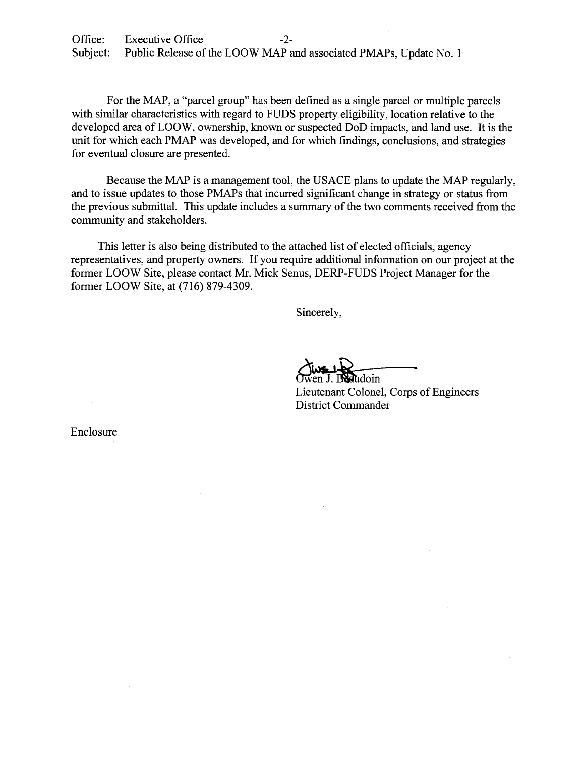For the MAP, a "parcel group" has been defined as a single parcel or multiple parcels with similar characteristics with regard to FUDS property eligibility, location relative to the developed area of LOOW, ownership, known or suspected DoD impacts, and land use. It is the unit for which each PMAP was developed, and for which findings, conclusions, and strategies for eventual closure are presented.

Because the MAP is a management tool, the USACE plans to update the MAP regularly, and to issue updates to those PMAPs that incurred significant change in strategy or status from the previous submittal. This update includes a summary of the two comments received from the community and stakeholders.

This letter is also being distributed to the attached list of elected officials, agency representatives, and property owners. If you require additional information on our project at the former LOOW Site, please contact Mr. Mick Senus, DERP-FUDS Project Manager for the former LOOW Site, at (716) 879-4309.

Sincerely,

Owen J. Beaudoin  
Lieutenant Colonel, Corps of Engineers  
District Commander

Enclosure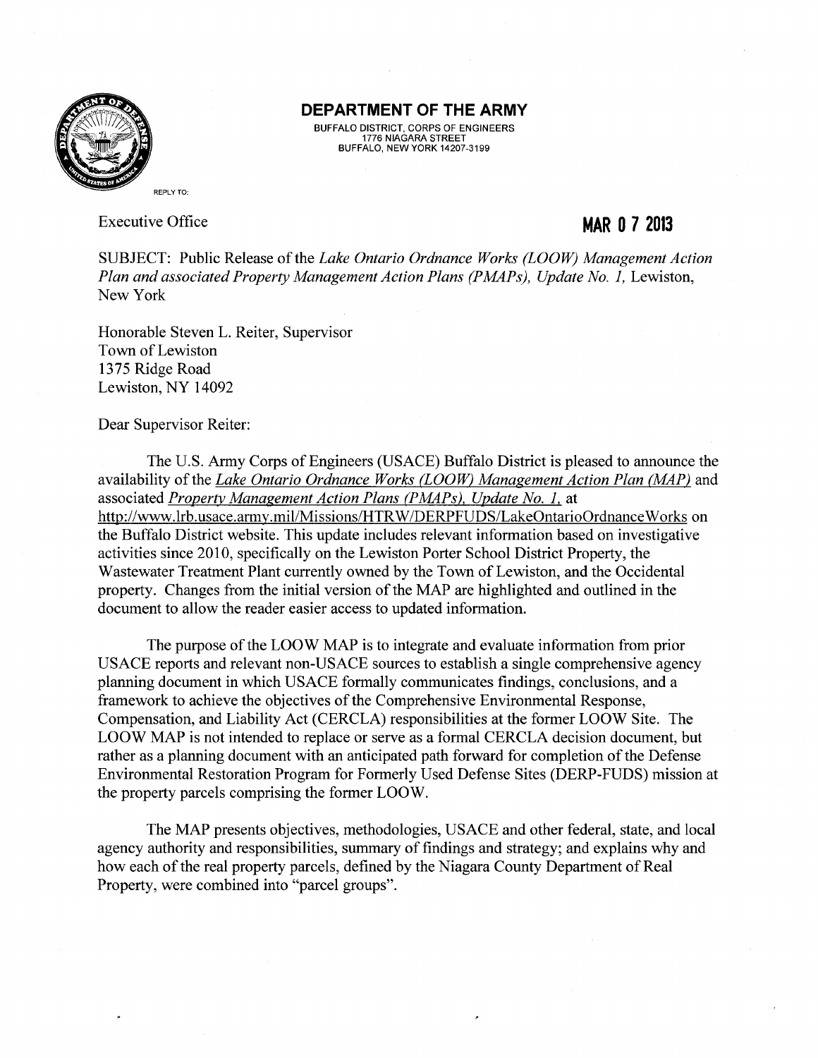**DEPARTMENT OF THE ARMY**
BUFFALO DISTRICT, CORPS OF ENGINEERS
1776 NIAGARA STREET
BUFFALO, NEW YORK 14207-3199

REPLY TO:

Executive Office

**MAR 0 7 2013**

SUBJECT: Public Release of the *Lake Ontario Ordnance Works (LOOW) Management Action Plan and associated Property Management Action Plans (PMAPs), Update No. 1,* Lewiston, New York

Honorable Steven L. Reiter, Supervisor
Town of Lewiston
1375 Ridge Road
Lewiston, NY 14092

Dear Supervisor Reiter:

The U.S. Army Corps of Engineers (USACE) Buffalo District is pleased to announce the availability of the *Lake Ontario Ordnance Works (LOOW) Management Action Plan (MAP)* and associated *Property Management Action Plans (PMAPs), Update No. 1,* at http://www.lrb.usace.army.mil/Missions/HTRW/DERPFUDS/LakeOntarioOrdnanceWorks on the Buffalo District website. This update includes relevant information based on investigative activities since 2010, specifically on the Lewiston Porter School District Property, the Wastewater Treatment Plant currently owned by the Town of Lewiston, and the Occidental property. Changes from the initial version of the MAP are highlighted and outlined in the document to allow the reader easier access to updated information.

The purpose of the LOOW MAP is to integrate and evaluate information from prior USACE reports and relevant non-USACE sources to establish a single comprehensive agency planning document in which USACE formally communicates findings, conclusions, and a framework to achieve the objectives of the Comprehensive Environmental Response, Compensation, and Liability Act (CERCLA) responsibilities at the former LOOW Site. The LOOW MAP is not intended to replace or serve as a formal CERCLA decision document, but rather as a planning document with an anticipated path forward for completion of the Defense Environmental Restoration Program for Formerly Used Defense Sites (DERP-FUDS) mission at the property parcels comprising the former LOOW.

The MAP presents objectives, methodologies, USACE and other federal, state, and local agency authority and responsibilities, summary of findings and strategy; and explains why and how each of the real property parcels, defined by the Niagara County Department of Real Property, were combined into "parcel groups".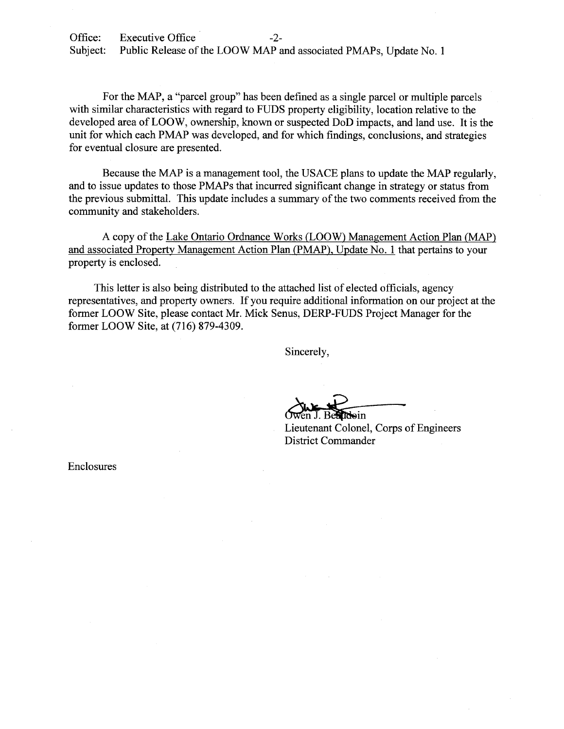For the MAP, a "parcel group" has been defined as a single parcel or multiple parcels with similar characteristics with regard to FUDS property eligibility, location relative to the developed area of LOOW, ownership, known or suspected DoD impacts, and land use. It is the unit for which each PMAP was developed, and for which findings, conclusions, and strategies for eventual closure are presented.

Because the MAP is a management tool, the USACE plans to update the MAP regularly, and to issue updates to those PMAPs that incurred significant change in strategy or status from the previous submittal. This update includes a summary of the two comments received from the community and stakeholders.

A copy of the Lake Ontario Ordnance Works (LOOW) Management Action Plan (MAP) and associated Property Management Action Plan (PMAP), Update No. 1 that pertains to your property is enclosed.

This letter is also being distributed to the attached list of elected officials, agency representatives, and property owners. If you require additional information on our project at the former LOOW Site, please contact Mr. Mick Senus, DERP-FUDS Project Manager for the former LOOW Site, at (716) 879-4309.

Sincerely,

Owen J. Beaudoin
Lieutenant Colonel, Corps of Engineers
District Commander

Enclosures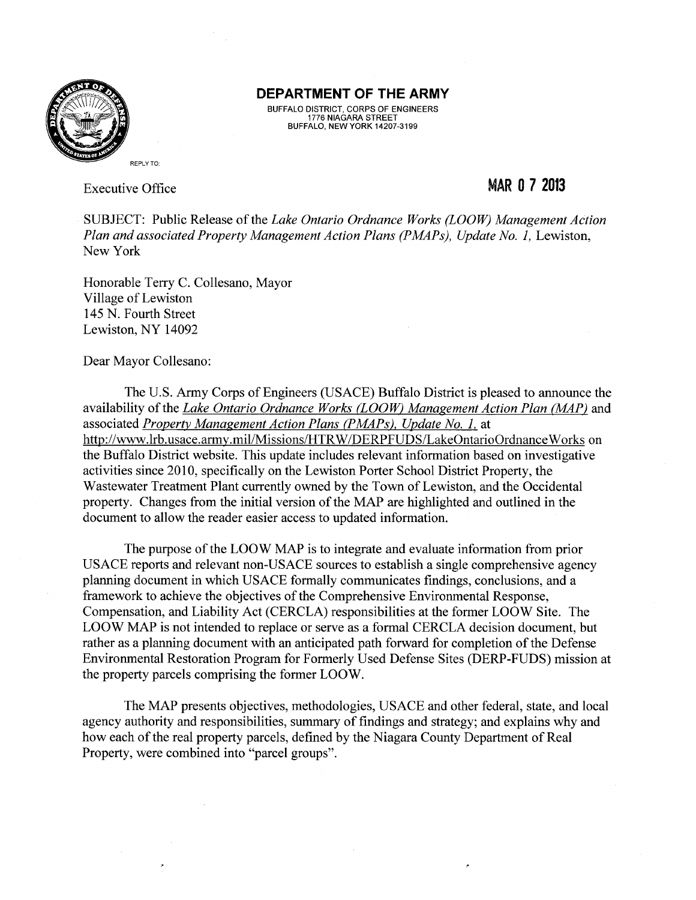**DEPARTMENT OF THE ARMY**
BUFFALO DISTRICT, CORPS OF ENGINEERS
1776 NIAGARA STREET
BUFFALO, NEW YORK 14207-3199

REPLY TO:

Executive Office

**MAR 07 2013**

SUBJECT: Public Release of the *Lake Ontario Ordnance Works (LOOW) Management Action Plan and associated Property Management Action Plans (PMAPs), Update No. 1,* Lewiston, New York

Honorable Terry C. Collesano, Mayor
Village of Lewiston
145 N. Fourth Street
Lewiston, NY 14092

Dear Mayor Collesano:

The U.S. Army Corps of Engineers (USACE) Buffalo District is pleased to announce the availability of the *Lake Ontario Ordnance Works (LOOW) Management Action Plan (MAP)* and associated *Property Management Action Plans (PMAPs), Update No. 1,* at http://www.lrb.usace.army.mil/Missions/HTRW/DERPFUDS/LakeOntarioOrdnanceWorks on the Buffalo District website. This update includes relevant information based on investigative activities since 2010, specifically on the Lewiston Porter School District Property, the Wastewater Treatment Plant currently owned by the Town of Lewiston, and the Occidental property. Changes from the initial version of the MAP are highlighted and outlined in the document to allow the reader easier access to updated information.

The purpose of the LOOW MAP is to integrate and evaluate information from prior USACE reports and relevant non-USACE sources to establish a single comprehensive agency planning document in which USACE formally communicates findings, conclusions, and a framework to achieve the objectives of the Comprehensive Environmental Response, Compensation, and Liability Act (CERCLA) responsibilities at the former LOOW Site. The LOOW MAP is not intended to replace or serve as a formal CERCLA decision document, but rather as a planning document with an anticipated path forward for completion of the Defense Environmental Restoration Program for Formerly Used Defense Sites (DERP-FUDS) mission at the property parcels comprising the former LOOW.

The MAP presents objectives, methodologies, USACE and other federal, state, and local agency authority and responsibilities, summary of findings and strategy; and explains why and how each of the real property parcels, defined by the Niagara County Department of Real Property, were combined into "parcel groups".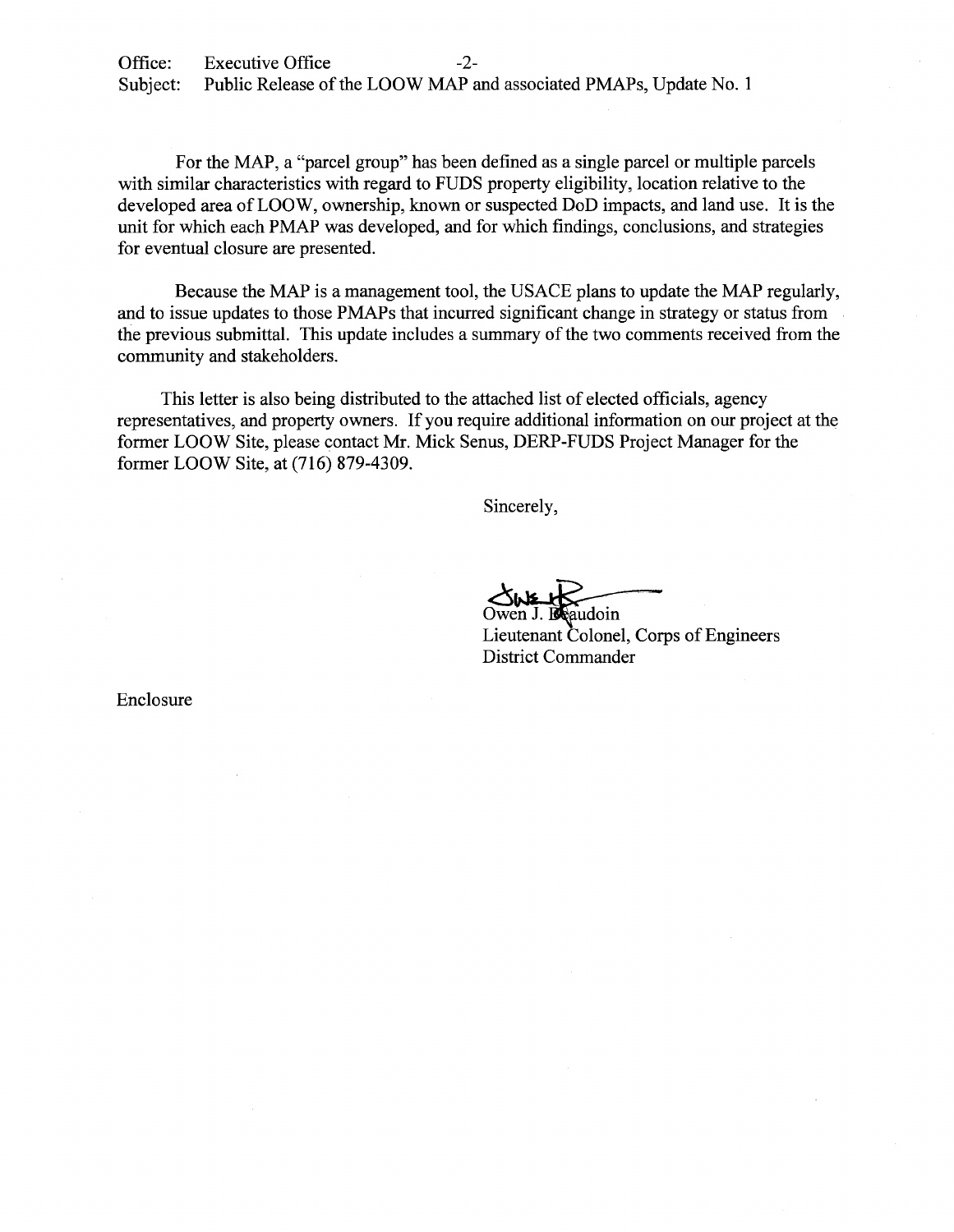Office: Executive Office
Subject: Public Release of the LOOW MAP and associated PMAPs, Update No. 1

For the MAP, a "parcel group" has been defined as a single parcel or multiple parcels with similar characteristics with regard to FUDS property eligibility, location relative to the developed area of LOOW, ownership, known or suspected DoD impacts, and land use. It is the unit for which each PMAP was developed, and for which findings, conclusions, and strategies for eventual closure are presented.

Because the MAP is a management tool, the USACE plans to update the MAP regularly, and to issue updates to those PMAPs that incurred significant change in strategy or status from the previous submittal. This update includes a summary of the two comments received from the community and stakeholders.

This letter is also being distributed to the attached list of elected officials, agency representatives, and property owners. If you require additional information on our project at the former LOOW Site, please contact Mr. Mick Senus, DERP-FUDS Project Manager for the former LOOW Site, at (716) 879-4309.

Sincerely,

Owen J. Beaudoin
Lieutenant Colonel, Corps of Engineers
District Commander

Enclosure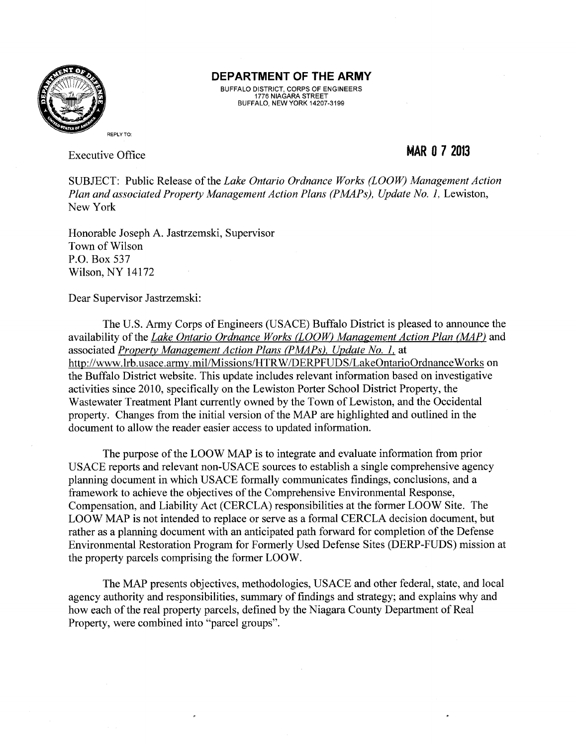**DEPARTMENT OF THE ARMY**

BUFFALO DISTRICT, CORPS OF ENGINEERS
1776 NIAGARA STREET
BUFFALO, NEW YORK 14207-3199

REPLY TO:

Executive Office

**MAR 0 7 2013**

SUBJECT: Public Release of the *Lake Ontario Ordnance Works (LOOW) Management Action Plan and associated Property Management Action Plans (PMAPs), Update No. 1,* Lewiston, New York

Honorable Joseph A. Jastrzemski, Supervisor
Town of Wilson
P.O. Box 537
Wilson, NY 14172

Dear Supervisor Jastrzemski:

The U.S. Army Corps of Engineers (USACE) Buffalo District is pleased to announce the availability of the *Lake Ontario Ordnance Works (LOOW) Management Action Plan (MAP)* and associated *Property Management Action Plans (PMAPs), Update No. 1,* at http://www.lrb.usace.army.mil/Missions/HTRW/DERPFUDS/LakeOntarioOrdnanceWorks on the Buffalo District website. This update includes relevant information based on investigative activities since 2010, specifically on the Lewiston Porter School District Property, the Wastewater Treatment Plant currently owned by the Town of Lewiston, and the Occidental property. Changes from the initial version of the MAP are highlighted and outlined in the document to allow the reader easier access to updated information.

The purpose of the LOOW MAP is to integrate and evaluate information from prior USACE reports and relevant non-USACE sources to establish a single comprehensive agency planning document in which USACE formally communicates findings, conclusions, and a framework to achieve the objectives of the Comprehensive Environmental Response, Compensation, and Liability Act (CERCLA) responsibilities at the former LOOW Site. The LOOW MAP is not intended to replace or serve as a formal CERCLA decision document, but rather as a planning document with an anticipated path forward for completion of the Defense Environmental Restoration Program for Formerly Used Defense Sites (DERP-FUDS) mission at the property parcels comprising the former LOOW.

The MAP presents objectives, methodologies, USACE and other federal, state, and local agency authority and responsibilities, summary of findings and strategy; and explains why and how each of the real property parcels, defined by the Niagara County Department of Real Property, were combined into "parcel groups".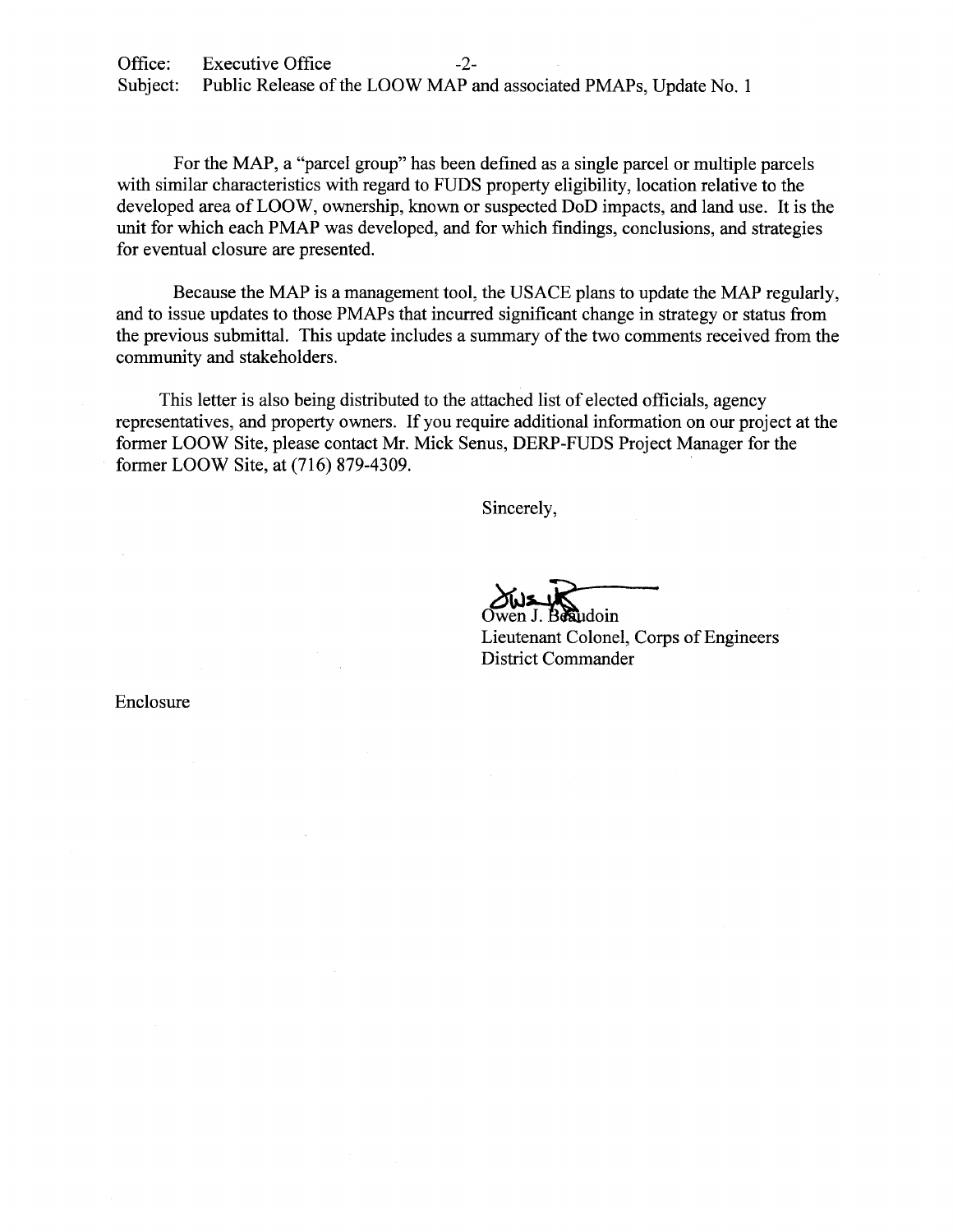Office: Executive Office
Subject: Public Release of the LOOW MAP and associated PMAPs, Update No. 1

For the MAP, a "parcel group" has been defined as a single parcel or multiple parcels with similar characteristics with regard to FUDS property eligibility, location relative to the developed area of LOOW, ownership, known or suspected DoD impacts, and land use. It is the unit for which each PMAP was developed, and for which findings, conclusions, and strategies for eventual closure are presented.

Because the MAP is a management tool, the USACE plans to update the MAP regularly, and to issue updates to those PMAPs that incurred significant change in strategy or status from the previous submittal. This update includes a summary of the two comments received from the community and stakeholders.

This letter is also being distributed to the attached list of elected officials, agency representatives, and property owners. If you require additional information on our project at the former LOOW Site, please contact Mr. Mick Senus, DERP-FUDS Project Manager for the former LOOW Site, at (716) 879-4309.

Sincerely,

Owen J. Beaudoin
Lieutenant Colonel, Corps of Engineers
District Commander

Enclosure